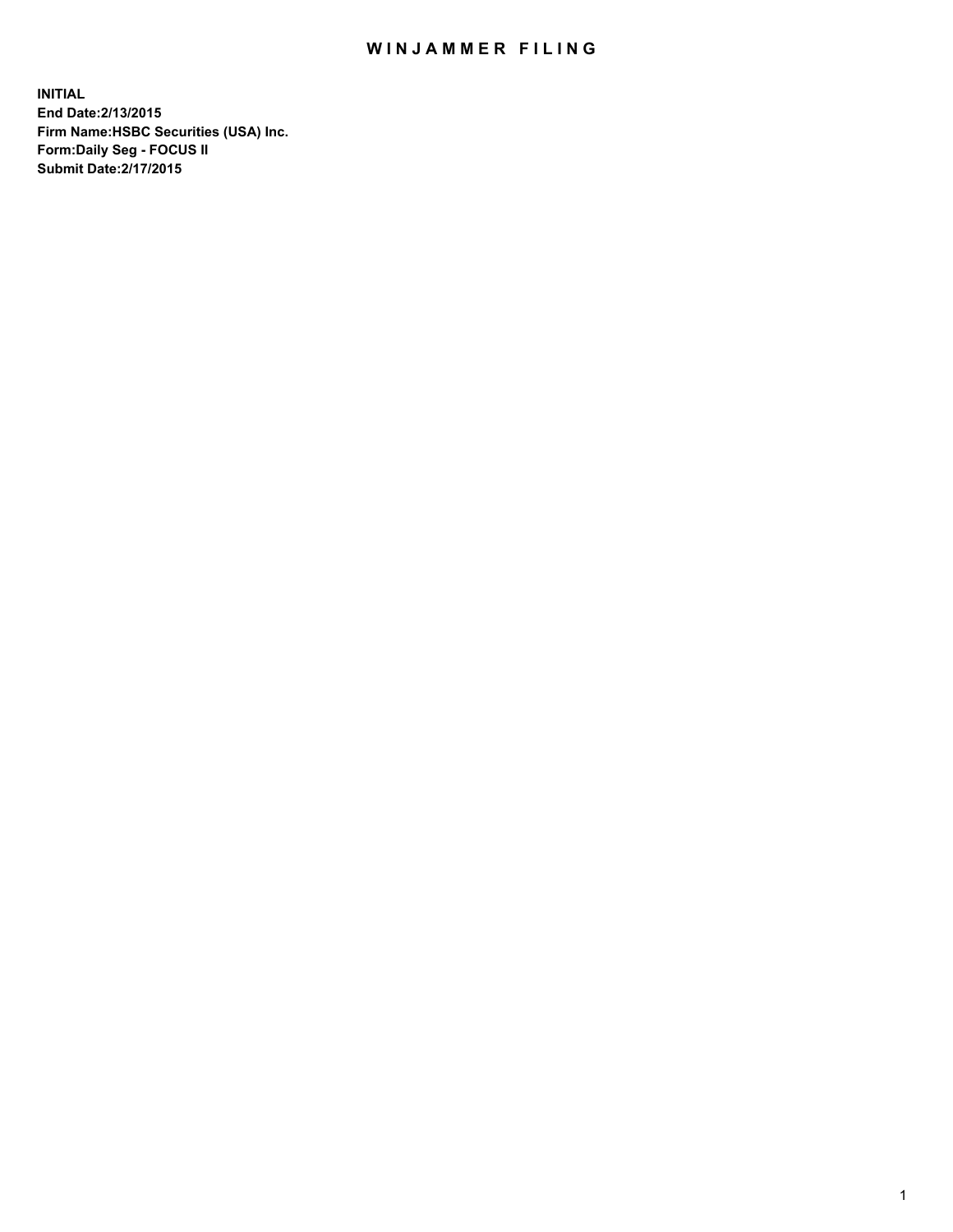# WINJAMMER FILING

**INITIAL**
**End Date:2/13/2015**
**Firm Name:HSBC Securities (USA) Inc.**
**Form:Daily Seg - FOCUS II**
**Submit Date:2/17/2015**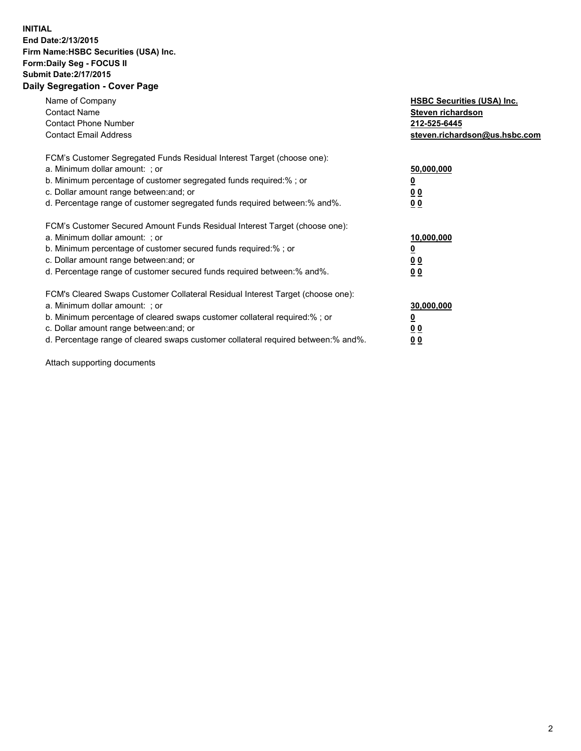**INITIAL**
**End Date:2/13/2015**
**Firm Name:HSBC Securities (USA) Inc.**
**Form:Daily Seg - FOCUS II**
**Submit Date:2/17/2015**

## Daily Segregation - Cover Page

| | |
|---|---|
| Name of Company | **HSBC Securities (USA) Inc.** |
| Contact Name | **Steven richardson** |
| Contact Phone Number | **212-525-6445** |
| Contact Email Address | **steven.richardson@us.hsbc.com** |
| FCM's Customer Segregated Funds Residual Interest Target (choose one): | |
| a. Minimum dollar amount: ; or | **50,000,000** |
| b. Minimum percentage of customer segregated funds required:% ; or | **0** |
| c. Dollar amount range between:and; or | **0 0** |
| d. Percentage range of customer segregated funds required between:% and%. | **0 0** |
| FCM's Customer Secured Amount Funds Residual Interest Target (choose one): | |
| a. Minimum dollar amount: ; or | **10,000,000** |
| b. Minimum percentage of customer secured funds required:% ; or | **0** |
| c. Dollar amount range between:and; or | **0 0** |
| d. Percentage range of customer secured funds required between:% and%. | **0 0** |
| FCM's Cleared Swaps Customer Collateral Residual Interest Target (choose one): | |
| a. Minimum dollar amount: ; or | **30,000,000** |
| b. Minimum percentage of cleared swaps customer collateral required:% ; or | **0** |
| c. Dollar amount range between:and; or | **0 0** |
| d. Percentage range of cleared swaps customer collateral required between:% and%. | **0 0** |

Attach supporting documents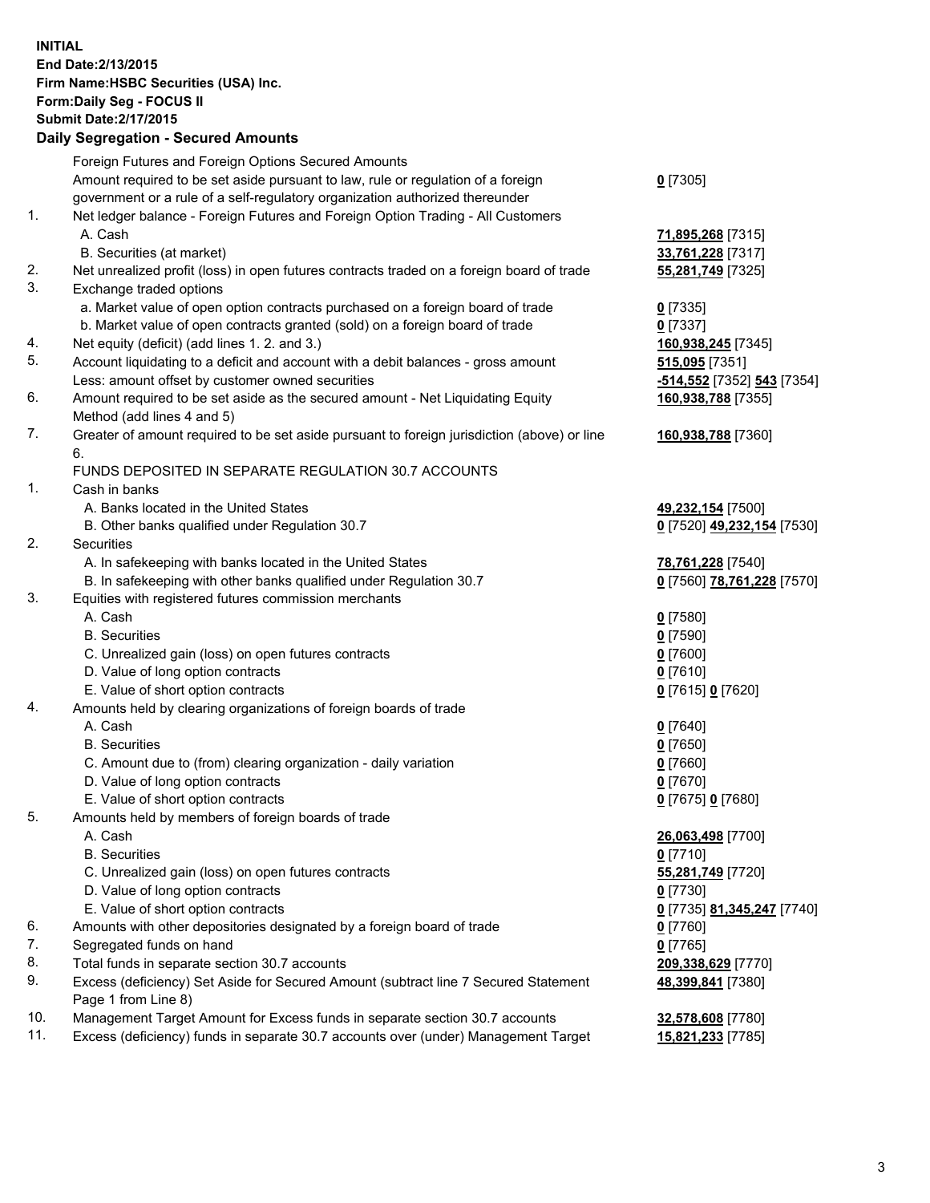**INITIAL**
**End Date:2/13/2015**
**Firm Name:HSBC Securities (USA) Inc.**
**Form:Daily Seg - FOCUS II**
**Submit Date:2/17/2015**

## Daily Segregation - Secured Amounts

| | | |
|---|---|---|
| | Foreign Futures and Foreign Options Secured Amounts | |
| | Amount required to be set aside pursuant to law, rule or regulation of a foreign government or a rule of a self-regulatory organization authorized thereunder | **0** [7305] |
| 1. | Net ledger balance - Foreign Futures and Foreign Option Trading - All Customers | |
| | A. Cash | **71,895,268** [7315] |
| | B. Securities (at market) | **33,761,228** [7317] |
| 2. | Net unrealized profit (loss) in open futures contracts traded on a foreign board of trade | **55,281,749** [7325] |
| 3. | Exchange traded options | |
| | a. Market value of open option contracts purchased on a foreign board of trade | **0** [7335] |
| | b. Market value of open contracts granted (sold) on a foreign board of trade | **0** [7337] |
| 4. | Net equity (deficit) (add lines 1. 2. and 3.) | **160,938,245** [7345] |
| 5. | Account liquidating to a deficit and account with a debit balances - gross amount | **515,095** [7351] |
| | Less: amount offset by customer owned securities | **-514,552** [7352] **543** [7354] |
| 6. | Amount required to be set aside as the secured amount - Net Liquidating Equity Method (add lines 4 and 5) | **160,938,788** [7355] |
| 7. | Greater of amount required to be set aside pursuant to foreign jurisdiction (above) or line 6. | **160,938,788** [7360] |
| | FUNDS DEPOSITED IN SEPARATE REGULATION 30.7 ACCOUNTS | |
| 1. | Cash in banks | |
| | A. Banks located in the United States | **49,232,154** [7500] |
| | B. Other banks qualified under Regulation 30.7 | **0** [7520] **49,232,154** [7530] |
| 2. | Securities | |
| | A. In safekeeping with banks located in the United States | **78,761,228** [7540] |
| | B. In safekeeping with other banks qualified under Regulation 30.7 | **0** [7560] **78,761,228** [7570] |
| 3. | Equities with registered futures commission merchants | |
| | A. Cash | **0** [7580] |
| | B. Securities | **0** [7590] |
| | C. Unrealized gain (loss) on open futures contracts | **0** [7600] |
| | D. Value of long option contracts | **0** [7610] |
| | E. Value of short option contracts | **0** [7615] **0** [7620] |
| 4. | Amounts held by clearing organizations of foreign boards of trade | |
| | A. Cash | **0** [7640] |
| | B. Securities | **0** [7650] |
| | C. Amount due to (from) clearing organization - daily variation | **0** [7660] |
| | D. Value of long option contracts | **0** [7670] |
| | E. Value of short option contracts | **0** [7675] **0** [7680] |
| 5. | Amounts held by members of foreign boards of trade | |
| | A. Cash | **26,063,498** [7700] |
| | B. Securities | **0** [7710] |
| | C. Unrealized gain (loss) on open futures contracts | **55,281,749** [7720] |
| | D. Value of long option contracts | **0** [7730] |
| | E. Value of short option contracts | **0** [7735] **81,345,247** [7740] |
| 6. | Amounts with other depositories designated by a foreign board of trade | **0** [7760] |
| 7. | Segregated funds on hand | **0** [7765] |
| 8. | Total funds in separate section 30.7 accounts | **209,338,629** [7770] |
| 9. | Excess (deficiency) Set Aside for Secured Amount (subtract line 7 Secured Statement Page 1 from Line 8) | **48,399,841** [7380] |
| 10. | Management Target Amount for Excess funds in separate section 30.7 accounts | **32,578,608** [7780] |
| 11. | Excess (deficiency) funds in separate 30.7 accounts over (under) Management Target | **15,821,233** [7785] |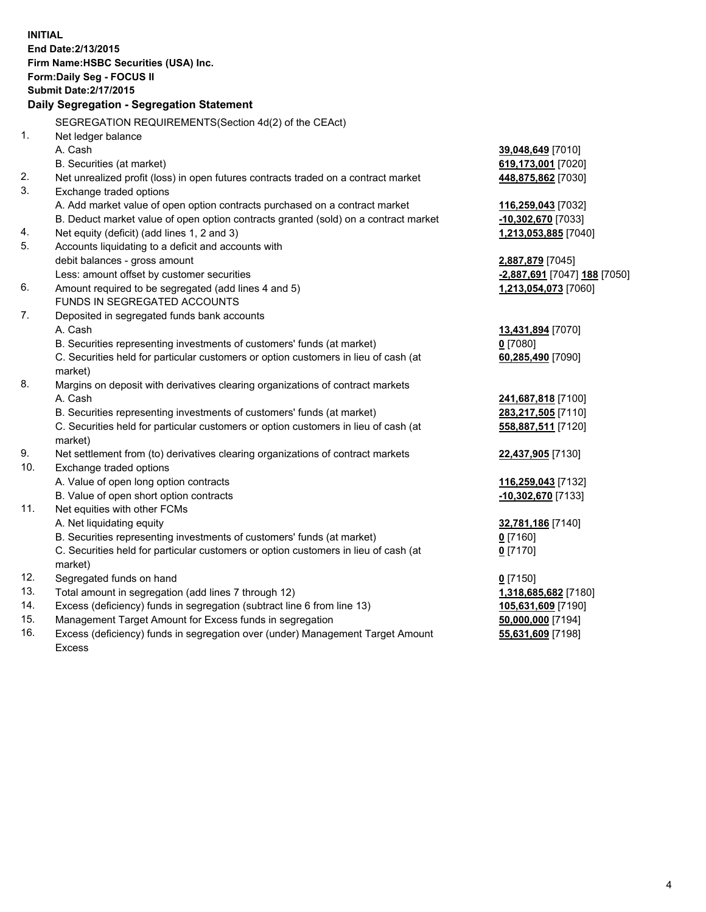**INITIAL**
**End Date:2/13/2015**
**Firm Name:HSBC Securities (USA) Inc.**
**Form:Daily Seg - FOCUS II**
**Submit Date:2/17/2015**

**Daily Segregation - Segregation Statement**

SEGREGATION REQUIREMENTS(Section 4d(2) of the CEAct)

| | | |
|---|---|---|
| 1. | Net ledger balance | |
| | A. Cash | **39,048,649** [7010] |
| | B. Securities (at market) | **619,173,001** [7020] |
| 2. | Net unrealized profit (loss) in open futures contracts traded on a contract market | **448,875,862** [7030] |
| 3. | Exchange traded options | |
| | A. Add market value of open option contracts purchased on a contract market | **116,259,043** [7032] |
| | B. Deduct market value of open option contracts granted (sold) on a contract market | **-10,302,670** [7033] |
| 4. | Net equity (deficit) (add lines 1, 2 and 3) | **1,213,053,885** [7040] |
| 5. | Accounts liquidating to a deficit and accounts with debit balances - gross amount | **2,887,879** [7045] |
| | Less: amount offset by customer securities | **-2,887,691** [7047] **188** [7050] |
| 6. | Amount required to be segregated (add lines 4 and 5) | **1,213,054,073** [7060] |
| | FUNDS IN SEGREGATED ACCOUNTS | |
| 7. | Deposited in segregated funds bank accounts | |
| | A. Cash | **13,431,894** [7070] |
| | B. Securities representing investments of customers' funds (at market) | **0** [7080] |
| | C. Securities held for particular customers or option customers in lieu of cash (at market) | **60,285,490** [7090] |
| 8. | Margins on deposit with derivatives clearing organizations of contract markets | |
| | A. Cash | **241,687,818** [7100] |
| | B. Securities representing investments of customers' funds (at market) | **283,217,505** [7110] |
| | C. Securities held for particular customers or option customers in lieu of cash (at market) | **558,887,511** [7120] |
| 9. | Net settlement from (to) derivatives clearing organizations of contract markets | **22,437,905** [7130] |
| 10. | Exchange traded options | |
| | A. Value of open long option contracts | **116,259,043** [7132] |
| | B. Value of open short option contracts | **-10,302,670** [7133] |
| 11. | Net equities with other FCMs | |
| | A. Net liquidating equity | **32,781,186** [7140] |
| | B. Securities representing investments of customers' funds (at market) | **0** [7160] |
| | C. Securities held for particular customers or option customers in lieu of cash (at market) | **0** [7170] |
| 12. | Segregated funds on hand | **0** [7150] |
| 13. | Total amount in segregation (add lines 7 through 12) | **1,318,685,682** [7180] |
| 14. | Excess (deficiency) funds in segregation (subtract line 6 from line 13) | **105,631,609** [7190] |
| 15. | Management Target Amount for Excess funds in segregation | **50,000,000** [7194] |
| 16. | Excess (deficiency) funds in segregation over (under) Management Target Amount Excess | **55,631,609** [7198] |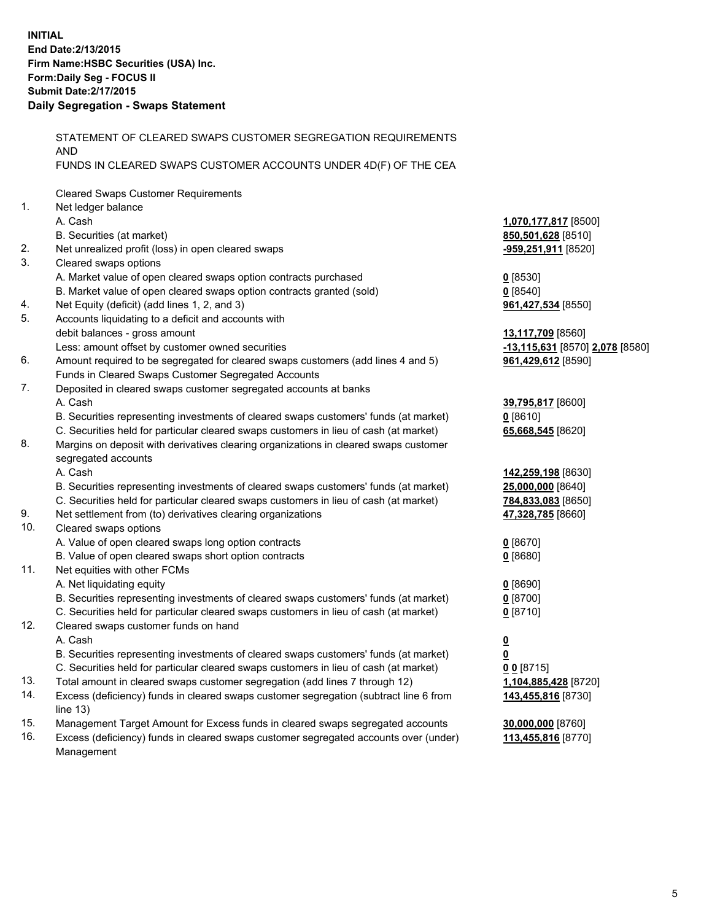**INITIAL**
**End Date:2/13/2015**
**Firm Name:HSBC Securities (USA) Inc.**
**Form:Daily Seg - FOCUS II**
**Submit Date:2/17/2015**
**Daily Segregation - Swaps Statement**

STATEMENT OF CLEARED SWAPS CUSTOMER SEGREGATION REQUIREMENTS AND FUNDS IN CLEARED SWAPS CUSTOMER ACCOUNTS UNDER 4D(F) OF THE CEA

| | | |
|---|---|---|
| | Cleared Swaps Customer Requirements | |
| 1. | Net ledger balance | |
| | A. Cash | **1,070,177,817** [8500] |
| | B. Securities (at market) | **850,501,628** [8510] |
| 2. | Net unrealized profit (loss) in open cleared swaps | **-959,251,911** [8520] |
| 3. | Cleared swaps options | |
| | A. Market value of open cleared swaps option contracts purchased | **0** [8530] |
| | B. Market value of open cleared swaps option contracts granted (sold) | **0** [8540] |
| 4. | Net Equity (deficit) (add lines 1, 2, and 3) | **961,427,534** [8550] |
| 5. | Accounts liquidating to a deficit and accounts with debit balances - gross amount | **13,117,709** [8560] |
| | Less: amount offset by customer owned securities | **-13,115,631** [8570] **2,078** [8580] |
| 6. | Amount required to be segregated for cleared swaps customers (add lines 4 and 5) | **961,429,612** [8590] |
| | Funds in Cleared Swaps Customer Segregated Accounts | |
| 7. | Deposited in cleared swaps customer segregated accounts at banks | |
| | A. Cash | **39,795,817** [8600] |
| | B. Securities representing investments of cleared swaps customers' funds (at market) | **0** [8610] |
| | C. Securities held for particular cleared swaps customers in lieu of cash (at market) | **65,668,545** [8620] |
| 8. | Margins on deposit with derivatives clearing organizations in cleared swaps customer segregated accounts | |
| | A. Cash | **142,259,198** [8630] |
| | B. Securities representing investments of cleared swaps customers' funds (at market) | **25,000,000** [8640] |
| | C. Securities held for particular cleared swaps customers in lieu of cash (at market) | **784,833,083** [8650] |
| 9. | Net settlement from (to) derivatives clearing organizations | **47,328,785** [8660] |
| 10. | Cleared swaps options | |
| | A. Value of open cleared swaps long option contracts | **0** [8670] |
| | B. Value of open cleared swaps short option contracts | **0** [8680] |
| 11. | Net equities with other FCMs | |
| | A. Net liquidating equity | **0** [8690] |
| | B. Securities representing investments of cleared swaps customers' funds (at market) | **0** [8700] |
| | C. Securities held for particular cleared swaps customers in lieu of cash (at market) | **0** [8710] |
| 12. | Cleared swaps customer funds on hand | |
| | A. Cash | **0** |
| | B. Securities representing investments of cleared swaps customers' funds (at market) | **0** |
| | C. Securities held for particular cleared swaps customers in lieu of cash (at market) | **0** **0** [8715] |
| 13. | Total amount in cleared swaps customer segregation (add lines 7 through 12) | **1,104,885,428** [8720] |
| 14. | Excess (deficiency) funds in cleared swaps customer segregation (subtract line 6 from line 13) | **143,455,816** [8730] |
| 15. | Management Target Amount for Excess funds in cleared swaps segregated accounts | **30,000,000** [8760] |
| 16. | Excess (deficiency) funds in cleared swaps customer segregated accounts over (under) Management | **113,455,816** [8770] |